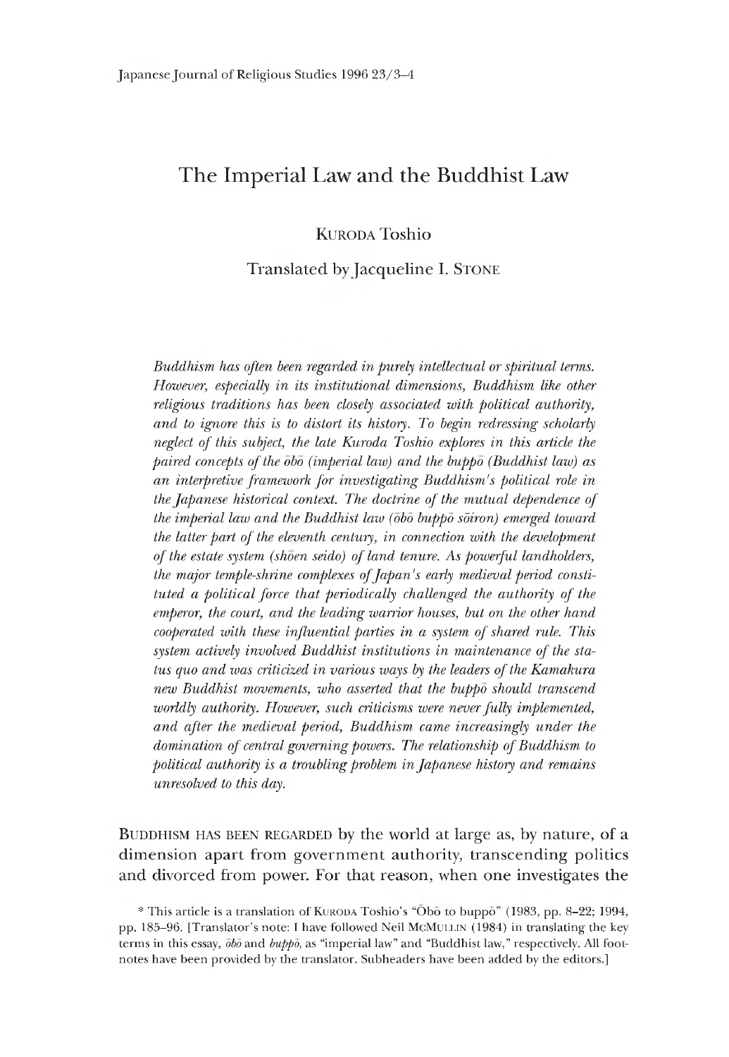# The Imperial Law and the Buddhist Law

Kuroda Toshio

Translated by Jacqueline I. Stone

*Buddhism has often been regarded in purely intellectual or spiritual terms. However, especially in its institutional dimensions, Buddhism like other religious traditions has been closely associated with political authority, and to ignore this is to distort its history. To begin redressing scholarly neglect of this subject, the late Kuroda Toshio explores in this article the paired concepts of the ōbō (imperial law) and the buppō (Buddhist law) as an interpretive framework for investigating Buddhism's political role in the Japanese historical context. The doctrine of the mutual dependence of the imperial law and the Buddhist law (ōbō buppō sōiron) emerged toward the latter part of the eleventh century, in connection with the development of the estate system (shōen seido) of land tenure. As powerful landholders, the major temple-shrine complexes of Japan's early medieval period constituted a political force that periodically challenged the authority of the emperor, the court, and the leading warrior houses, but on the other hand cooperated with these influential parties in a system of shared rule. This system actively involved Buddhist institutions in maintenance of the status quo and was criticized in various ways by the leaders of the Kamakura new Buddhist movements, who asserted that the buppō should transcend worldly authority. However, such criticisms were never fully implemented, and after the medieval period, Buddhism came increasingly under the domination of central governing powers. The relationship of Buddhism to political authority is a troubling problem in Japanese history and remains unresolved to this day.*

Buddhism has been regarded by the world at large as, by nature, of a dimension apart from government authority, transcending politics and divorced from power. For that reason, when one investigates the

\* This article is a translation of Kuroda Toshio's "Ōbō to buppō" (1983, pp. 8–22; 1994, pp. 185–96. [Translator's note: I have followed Neil McMullin (1984) in translating the key terms in this essay, *ōbō* and *buppō*, as "imperial law" and "Buddhist law," respectively. All footnotes have been provided by the translator. Subheaders have been added by the editors.]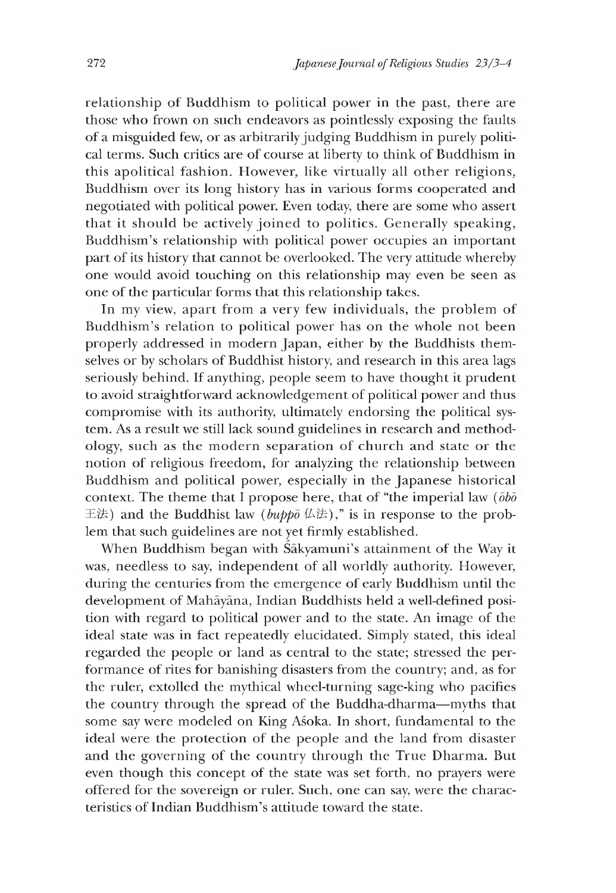relationship of Buddhism to political power in the past, there are those who frown on such endeavors as pointlessly exposing the faults of a misguided few, or as arbitrarily judging Buddhism in purely political terms. Such critics are of course at liberty to think of Buddhism in this apolitical fashion. However, like virtually all other religions, Buddhism over its long history has in various forms cooperated and negotiated with political power. Even today, there are some who assert that it should be actively joined to politics. Generally speaking, Buddhism's relationship with political power occupies an important part of its history that cannot be overlooked. The very attitude whereby one would avoid touching on this relationship may even be seen as one of the particular forms that this relationship takes.

In my view, apart from a very few individuals, the problem of Buddhism's relation to political power has on the whole not been properly addressed in modern Japan, either by the Buddhists themselves or by scholars of Buddhist history, and research in this area lags seriously behind. If anything, people seem to have thought it prudent to avoid straightforward acknowledgement of political power and thus compromise with its authority, ultimately endorsing the political system. As a result we still lack sound guidelines in research and methodology, such as the modern separation of church and state or the notion of religious freedom, for analyzing the relationship between Buddhism and political power, especially in the Japanese historical context. The theme that I propose here, that of "the imperial law (*ōbō* 王法) and the Buddhist law (*buppō* 仏法)," is in response to the problem that such guidelines are not yet firmly established.

When Buddhism began with Śākyamuni's attainment of the Way it was, needless to say, independent of all worldly authority. However, during the centuries from the emergence of early Buddhism until the development of Mahāyāna, Indian Buddhists held a well-defined position with regard to political power and to the state. An image of the ideal state was in fact repeatedly elucidated. Simply stated, this ideal regarded the people or land as central to the state; stressed the performance of rites for banishing disasters from the country; and, as for the ruler, extolled the mythical wheel-turning sage-king who pacifies the country through the spread of the Buddha-dharma—myths that some say were modeled on King Aśoka. In short, fundamental to the ideal were the protection of the people and the land from disaster and the governing of the country through the True Dharma. But even though this concept of the state was set forth, no prayers were offered for the sovereign or ruler. Such, one can say, were the characteristics of Indian Buddhism's attitude toward the state.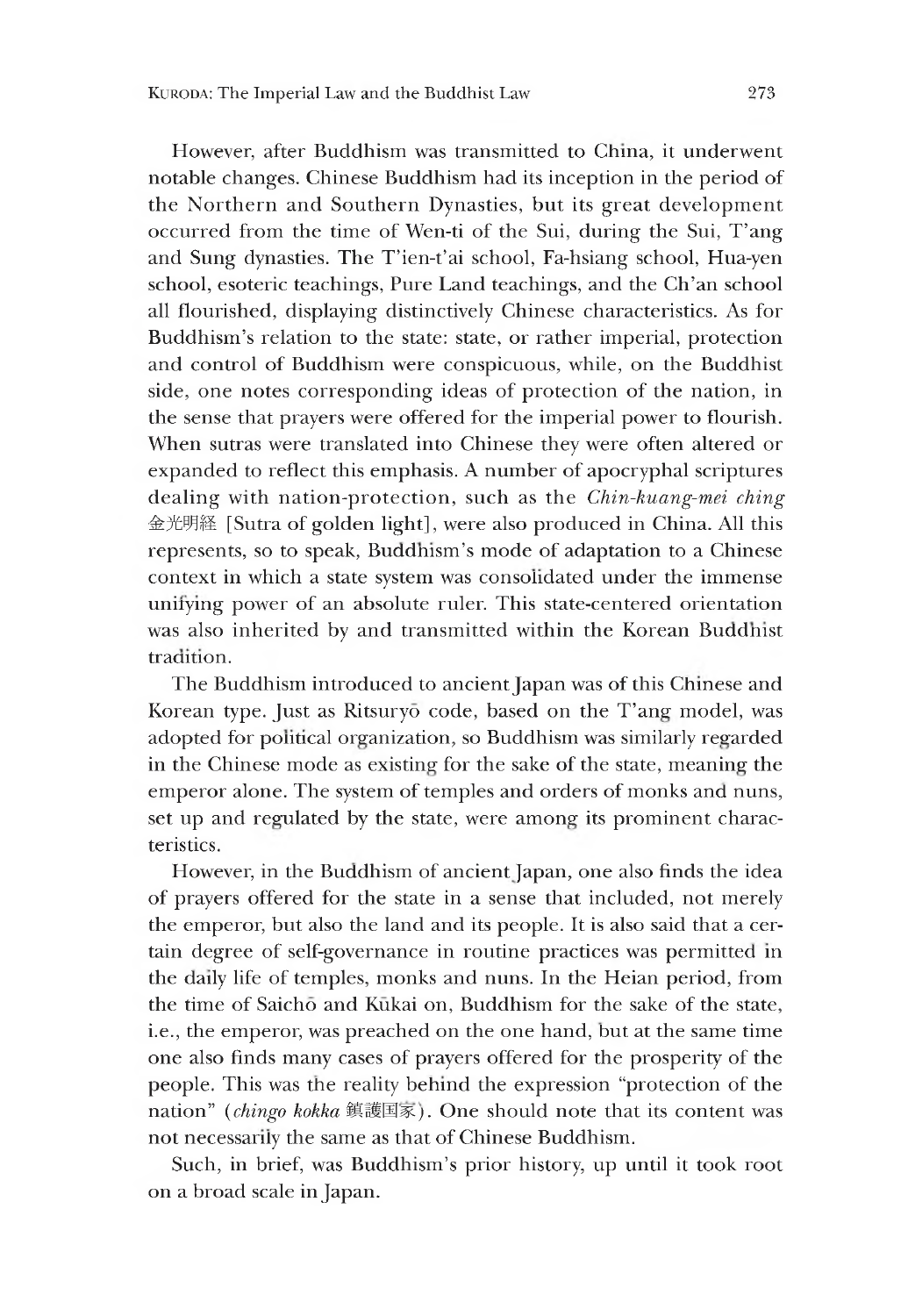However, after Buddhism was transmitted to China, it underwent notable changes. Chinese Buddhism had its inception in the period of the Northern and Southern Dynasties, but its great development occurred from the time of Wen-ti of the Sui, during the Sui, T'ang and Sung dynasties. The T'ien-t'ai school, Fa-hsiang school, Hua-yen school, esoteric teachings, Pure Land teachings, and the Ch'an school all flourished, displaying distinctively Chinese characteristics. As for Buddhism's relation to the state: state, or rather imperial, protection and control of Buddhism were conspicuous, while, on the Buddhist side, one notes corresponding ideas of protection of the nation, in the sense that prayers were offered for the imperial power to flourish. When sutras were translated into Chinese they were often altered or expanded to reflect this emphasis. A number of apocryphal scriptures dealing with nation-protection, such as the *Chin-kuang-mei ching* 金光明経 [Sutra of golden light], were also produced in China. All this represents, so to speak, Buddhism's mode of adaptation to a Chinese context in which a state system was consolidated under the immense unifying power of an absolute ruler. This state-centered orientation was also inherited by and transmitted within the Korean Buddhist tradition.

The Buddhism introduced to ancient Japan was of this Chinese and Korean type. Just as Ritsuryō code, based on the T'ang model, was adopted for political organization, so Buddhism was similarly regarded in the Chinese mode as existing for the sake of the state, meaning the emperor alone. The system of temples and orders of monks and nuns, set up and regulated by the state, were among its prominent characteristics.

However, in the Buddhism of ancient Japan, one also finds the idea of prayers offered for the state in a sense that included, not merely the emperor, but also the land and its people. It is also said that a certain degree of self-governance in routine practices was permitted in the daily life of temples, monks and nuns. In the Heian period, from the time of Saichō and Kūkai on, Buddhism for the sake of the state, i.e., the emperor, was preached on the one hand, but at the same time one also finds many cases of prayers offered for the prosperity of the people. This was the reality behind the expression "protection of the nation" (*chingo kokka* 鎮護国家). One should note that its content was not necessarily the same as that of Chinese Buddhism.

Such, in brief, was Buddhism's prior history, up until it took root on a broad scale in Japan.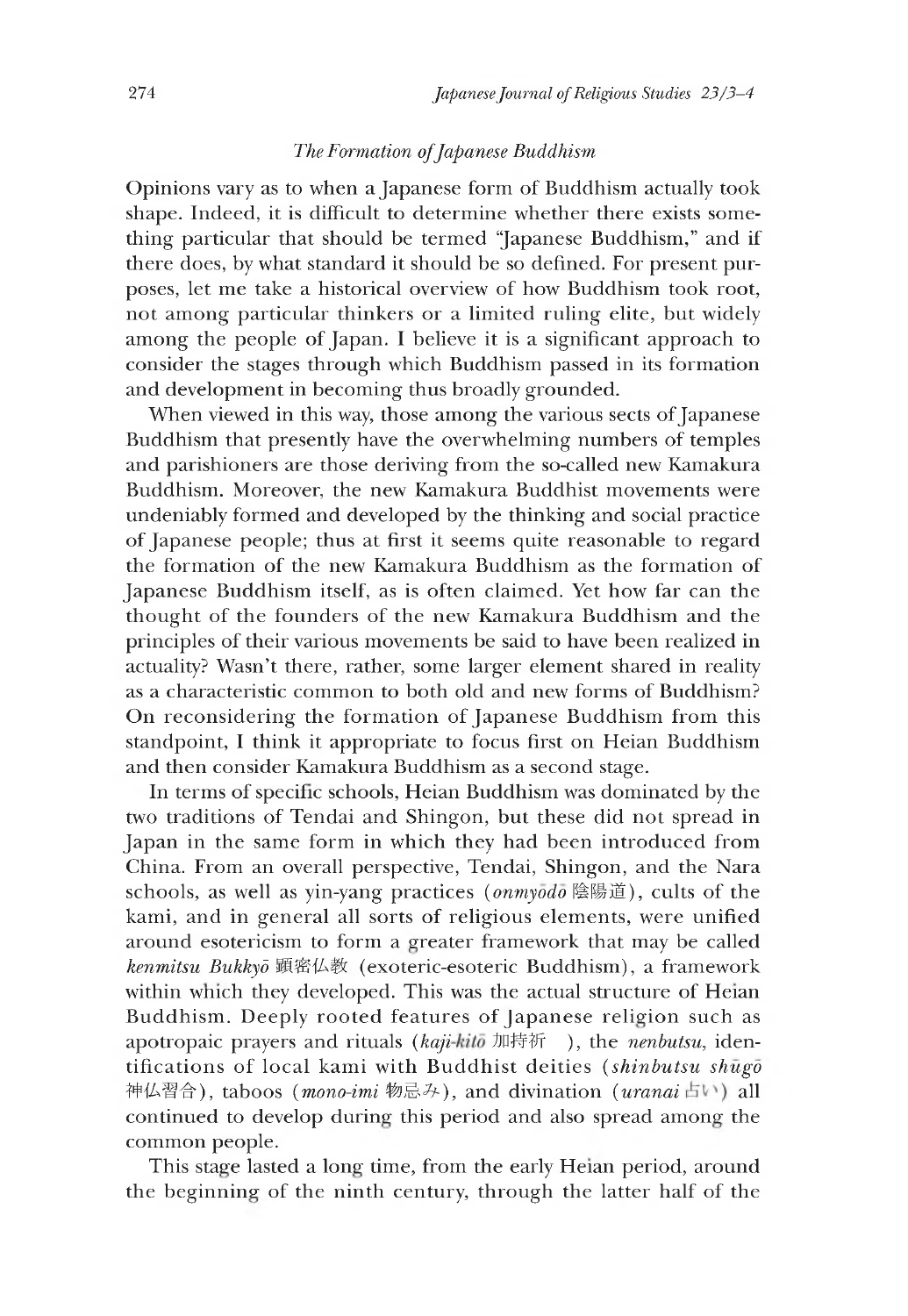### *The Formation of Japanese Buddhism*

Opinions vary as to when a Japanese form of Buddhism actually took shape. Indeed, it is difficult to determine whether there exists something particular that should be termed "Japanese Buddhism," and if there does, by what standard it should be so defined. For present purposes, let me take a historical overview of how Buddhism took root, not among particular thinkers or a limited ruling elite, but widely among the people of Japan. I believe it is a significant approach to consider the stages through which Buddhism passed in its formation and development in becoming thus broadly grounded.

When viewed in this way, those among the various sects of Japanese Buddhism that presently have the overwhelming numbers of temples and parishioners are those deriving from the so-called new Kamakura Buddhism. Moreover, the new Kamakura Buddhist movements were undeniably formed and developed by the thinking and social practice of Japanese people; thus at first it seems quite reasonable to regard the formation of the new Kamakura Buddhism as the formation of Japanese Buddhism itself, as is often claimed. Yet how far can the thought of the founders of the new Kamakura Buddhism and the principles of their various movements be said to have been realized in actuality? Wasn't there, rather, some larger element shared in reality as a characteristic common to both old and new forms of Buddhism? On reconsidering the formation of Japanese Buddhism from this standpoint, I think it appropriate to focus first on Heian Buddhism and then consider Kamakura Buddhism as a second stage.

In terms of specific schools, Heian Buddhism was dominated by the two traditions of Tendai and Shingon, but these did not spread in Japan in the same form in which they had been introduced from China. From an overall perspective, Tendai, Shingon, and the Nara schools, as well as yin-yang practices (*onmyōdō* 陰陽道), cults of the kami, and in general all sorts of religious elements, were unified around esotericism to form a greater framework that may be called *kenmitsu Bukkyō* 顕密仏教 (exoteric-esoteric Buddhism), a framework within which they developed. This was the actual structure of Heian Buddhism. Deeply rooted features of Japanese religion such as apotropaic prayers and rituals (*kaji-kitō* 加持祈 ), the *nenbutsu*, identifications of local kami with Buddhist deities (*shinbutsu shūgō* 神仏習合), taboos (*mono-imi* 物忌み), and divination (*uranai* 占い) all continued to develop during this period and also spread among the common people.

This stage lasted a long time, from the early Heian period, around the beginning of the ninth century, through the latter half of the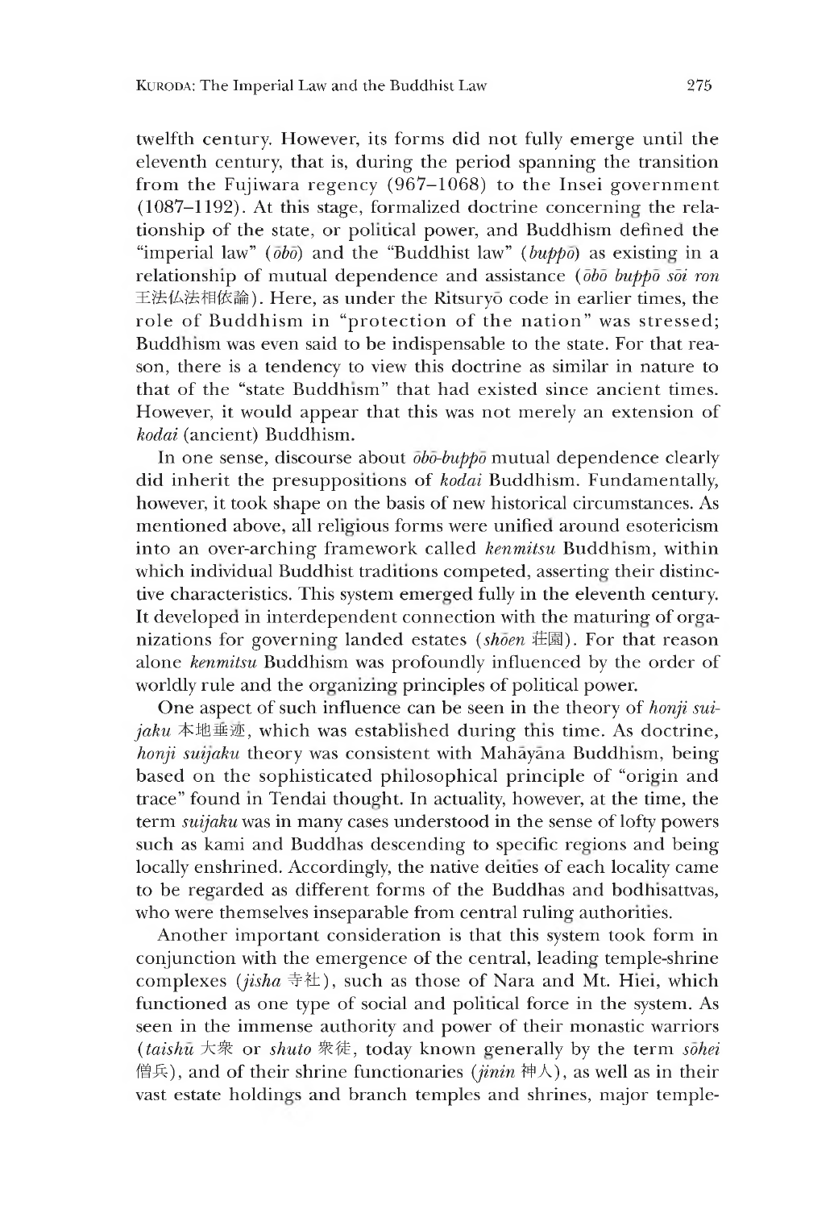twelfth century. However, its forms did not fully emerge until the eleventh century, that is, during the period spanning the transition from the Fujiwara regency (967–1068) to the Insei government (1087–1192). At this stage, formalized doctrine concerning the relationship of the state, or political power, and Buddhism defined the "imperial law" (*ōbō*) and the "Buddhist law" (*buppō*) as existing in a relationship of mutual dependence and assistance (*ōbō buppō sōi ron* 王法仏法相依論). Here, as under the Ritsuryō code in earlier times, the role of Buddhism in "protection of the nation" was stressed; Buddhism was even said to be indispensable to the state. For that reason, there is a tendency to view this doctrine as similar in nature to that of the "state Buddhism" that had existed since ancient times. However, it would appear that this was not merely an extension of *kodai* (ancient) Buddhism.

In one sense, discourse about *ōbō-buppō* mutual dependence clearly did inherit the presuppositions of *kodai* Buddhism. Fundamentally, however, it took shape on the basis of new historical circumstances. As mentioned above, all religious forms were unified around esotericism into an over-arching framework called *kenmitsu* Buddhism, within which individual Buddhist traditions competed, asserting their distinctive characteristics. This system emerged fully in the eleventh century. It developed in interdependent connection with the maturing of organizations for governing landed estates (*shōen* 荘園). For that reason alone *kenmitsu* Buddhism was profoundly influenced by the order of worldly rule and the organizing principles of political power.

One aspect of such influence can be seen in the theory of *honji suijaku* 本地垂迹, which was established during this time. As doctrine, *honji suijaku* theory was consistent with Mahāyāna Buddhism, being based on the sophisticated philosophical principle of "origin and trace" found in Tendai thought. In actuality, however, at the time, the term *suijaku* was in many cases understood in the sense of lofty powers such as kami and Buddhas descending to specific regions and being locally enshrined. Accordingly, the native deities of each locality came to be regarded as different forms of the Buddhas and bodhisattvas, who were themselves inseparable from central ruling authorities.

Another important consideration is that this system took form in conjunction with the emergence of the central, leading temple-shrine complexes (*jisha* 寺社), such as those of Nara and Mt. Hiei, which functioned as one type of social and political force in the system. As seen in the immense authority and power of their monastic warriors (*taishū* 大衆 or *shuto* 衆徒, today known generally by the term *sōhei* 僧兵), and of their shrine functionaries (*jinin* 神人), as well as in their vast estate holdings and branch temples and shrines, major temple-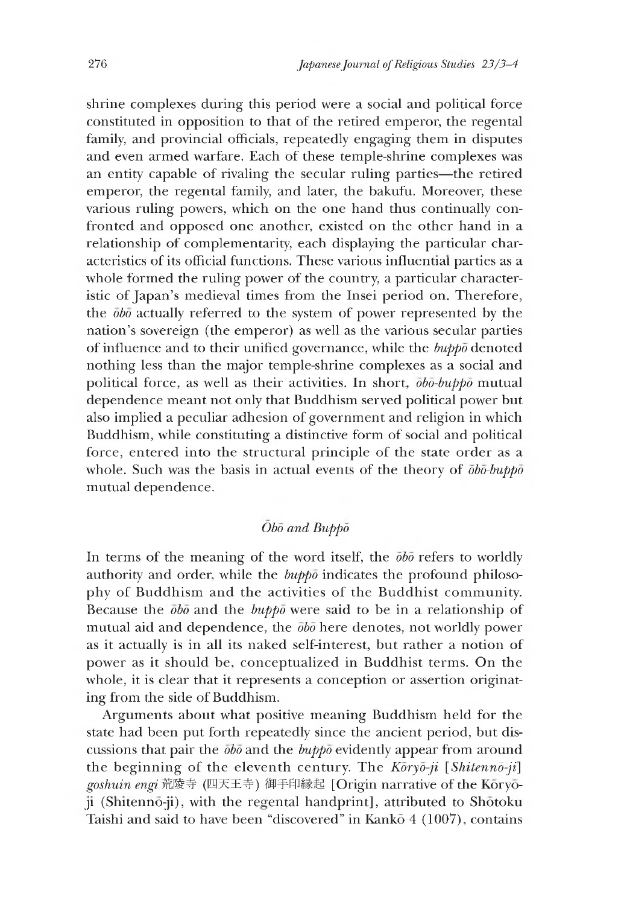shrine complexes during this period were a social and political force constituted in opposition to that of the retired emperor, the regental family, and provincial officials, repeatedly engaging them in disputes and even armed warfare. Each of these temple-shrine complexes was an entity capable of rivaling the secular ruling parties—the retired emperor, the regental family, and later, the bakufu. Moreover, these various ruling powers, which on the one hand thus continually confronted and opposed one another, existed on the other hand in a relationship of complementarity, each displaying the particular characteristics of its official functions. These various influential parties as a whole formed the ruling power of the country, a particular characteristic of Japan's medieval times from the Insei period on. Therefore, the *ōbō* actually referred to the system of power represented by the nation's sovereign (the emperor) as well as the various secular parties of influence and to their unified governance, while the *buppō* denoted nothing less than the major temple-shrine complexes as a social and political force, as well as their activities. In short, *ōbō-buppō* mutual dependence meant not only that Buddhism served political power but also implied a peculiar adhesion of government and religion in which Buddhism, while constituting a distinctive form of social and political force, entered into the structural principle of the state order as a whole. Such was the basis in actual events of the theory of *ōbō-buppō* mutual dependence.

## *Ōbō and Buppō*

In terms of the meaning of the word itself, the *ōbō* refers to worldly authority and order, while the *buppō* indicates the profound philosophy of Buddhism and the activities of the Buddhist community. Because the *ōbō* and the *buppō* were said to be in a relationship of mutual aid and dependence, the *ōbō* here denotes, not worldly power as it actually is in all its naked self-interest, but rather a notion of power as it should be, conceptualized in Buddhist terms. On the whole, it is clear that it represents a conception or assertion originating from the side of Buddhism.

Arguments about what positive meaning Buddhism held for the state had been put forth repeatedly since the ancient period, but discussions that pair the *ōbō* and the *buppō* evidently appear from around the beginning of the eleventh century. The *Kōryō-ji* [*Shitennō-ji*] *goshuin engi* 荒陵寺 (四天王寺) 御手印縁起 [Origin narrative of the Kōryō-ji (Shitennō-ji), with the regental handprint], attributed to Shōtoku Taishi and said to have been "discovered" in Kankō 4 (1007), contains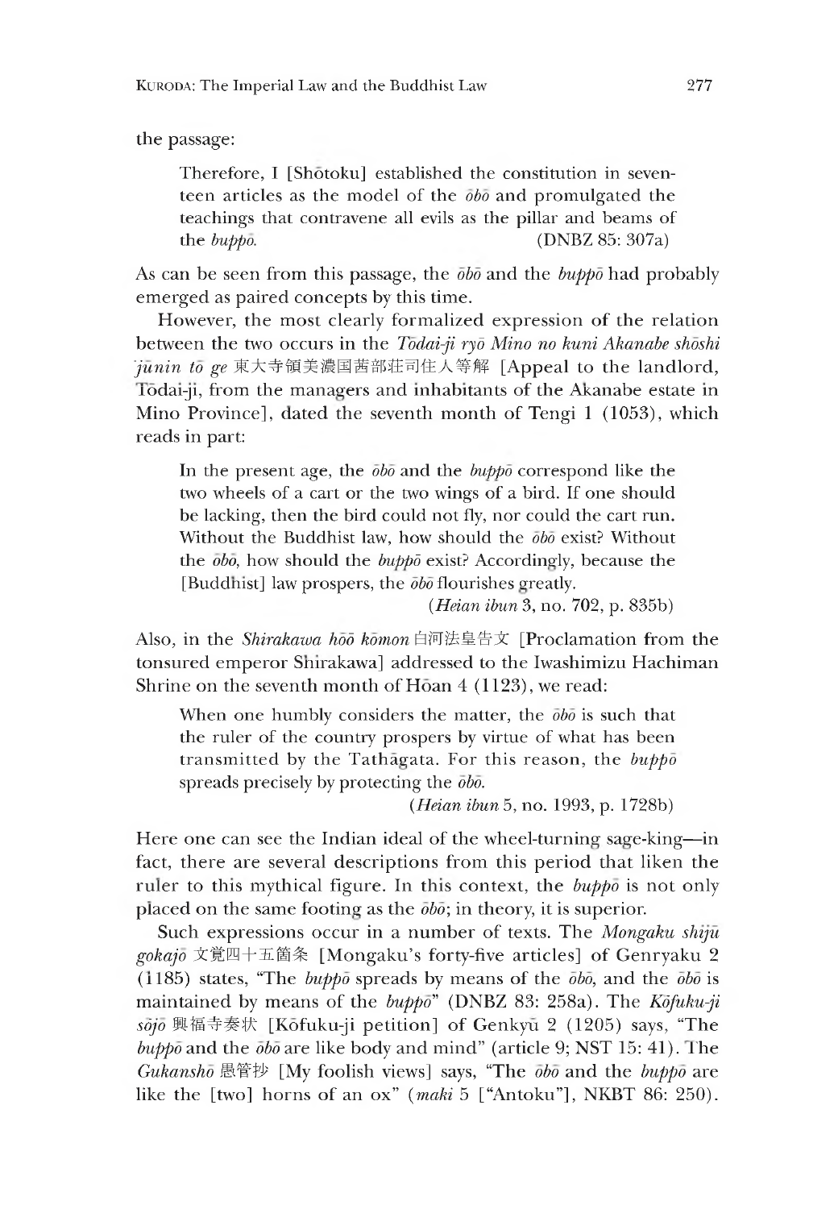the passage:

> Therefore, I [Shōtoku] established the constitution in seventeen articles as the model of the *ōbō* and promulgated the teachings that contravene all evils as the pillar and beams of the *buppō*. (DNBZ 85: 307a)

As can be seen from this passage, the *ōbō* and the *buppō* had probably emerged as paired concepts by this time.

However, the most clearly formalized expression of the relation between the two occurs in the *Tōdai-ji ryō Mino no kuni Akanabe shōshi jūnin tō ge* 東大寺領美濃国茜部荘司住人等解 [Appeal to the landlord, Tōdai-ji, from the managers and inhabitants of the Akanabe estate in Mino Province], dated the seventh month of Tengi 1 (1053), which reads in part:

> In the present age, the *ōbō* and the *buppō* correspond like the two wheels of a cart or the two wings of a bird. If one should be lacking, then the bird could not fly, nor could the cart run. Without the Buddhist law, how should the *ōbō* exist? Without the *ōbō*, how should the *buppō* exist? Accordingly, because the [Buddhist] law prospers, the *ōbō* flourishes greatly. (*Heian ibun* 3, no. 702, p. 835b)

Also, in the *Shirakawa hōō kōmon* 白河法皇告文 [Proclamation from the tonsured emperor Shirakawa] addressed to the Iwashimizu Hachiman Shrine on the seventh month of Hōan 4 (1123), we read:

> When one humbly considers the matter, the *ōbō* is such that the ruler of the country prospers by virtue of what has been transmitted by the Tathāgata. For this reason, the *buppō* spreads precisely by protecting the *ōbō*. (*Heian ibun* 5, no. 1993, p. 1728b)

Here one can see the Indian ideal of the wheel-turning sage-king—in fact, there are several descriptions from this period that liken the ruler to this mythical figure. In this context, the *buppō* is not only placed on the same footing as the *ōbō*; in theory, it is superior.

Such expressions occur in a number of texts. The *Mongaku shijū gokajō* 文覚四十五箇条 [Mongaku's forty-five articles] of Genryaku 2 (1185) states, "The *buppō* spreads by means of the *ōbō*, and the *ōbō* is maintained by means of the *buppō*" (DNBZ 83: 258a). The *Kōfuku-ji sōjō* 興福寺奏状 [Kōfuku-ji petition] of Genkyū 2 (1205) says, "The *buppō* and the *ōbō* are like body and mind" (article 9; NST 15: 41). The *Gukanshō* 愚管抄 [My foolish views] says, "The *ōbō* and the *buppō* are like the [two] horns of an ox" (*maki* 5 ["Antoku"], NKBT 86: 250).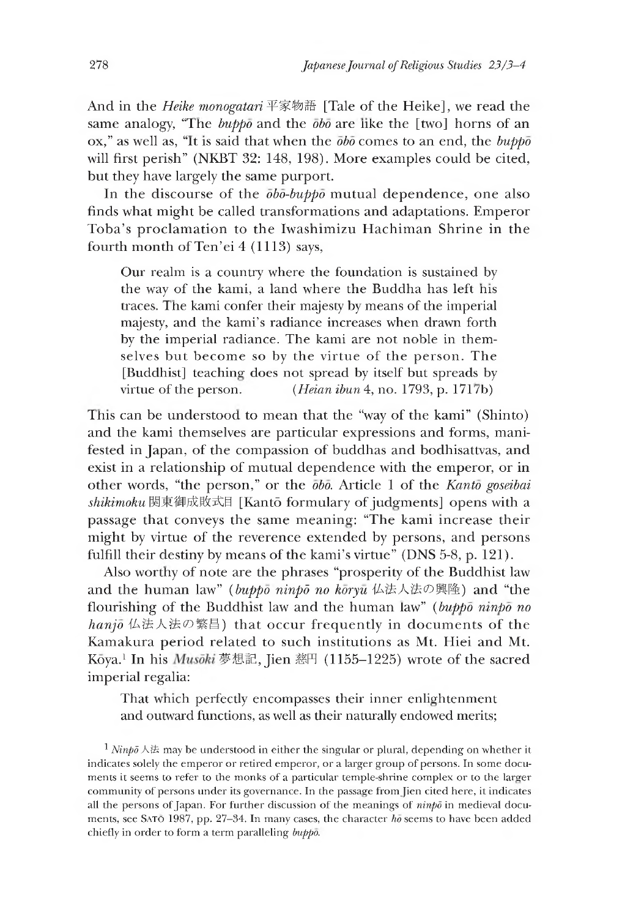And in the *Heike monogatari* 平家物語 [Tale of the Heike], we read the same analogy, "The *buppō* and the *ōbō* are like the [two] horns of an ox," as well as, "It is said that when the *ōbō* comes to an end, the *buppō* will first perish" (NKBT 32: 148, 198). More examples could be cited, but they have largely the same purport.

In the discourse of the *ōbō-buppō* mutual dependence, one also finds what might be called transformations and adaptations. Emperor Toba's proclamation to the Iwashimizu Hachiman Shrine in the fourth month of Ten'ei 4 (1113) says,

> Our realm is a country where the foundation is sustained by the way of the kami, a land where the Buddha has left his traces. The kami confer their majesty by means of the imperial majesty, and the kami's radiance increases when drawn forth by the imperial radiance. The kami are not noble in themselves but become so by the virtue of the person. The [Buddhist] teaching does not spread by itself but spreads by virtue of the person. (*Heian ibun* 4, no. 1793, p. 1717b)

This can be understood to mean that the "way of the kami" (Shinto) and the kami themselves are particular expressions and forms, manifested in Japan, of the compassion of buddhas and bodhisattvas, and exist in a relationship of mutual dependence with the emperor, or in other words, "the person," or the *ōbō*. Article 1 of the *Kantō goseibai shikimoku* 関東御成敗式目 [Kantō formulary of judgments] opens with a passage that conveys the same meaning: "The kami increase their might by virtue of the reverence extended by persons, and persons fulfill their destiny by means of the kami's virtue" (DNS 5-8, p. 121).

Also worthy of note are the phrases "prosperity of the Buddhist law and the human law" (*buppō ninpō no kōryū* 仏法人法の興隆) and "the flourishing of the Buddhist law and the human law" (*buppō ninpō no hanjō* 仏法人法の繁昌) that occur frequently in documents of the Kamakura period related to such institutions as Mt. Hiei and Mt. Kōya.[1] In his *Musōki* 夢想記, Jien 慈円 (1155–1225) wrote of the sacred imperial regalia:

> That which perfectly encompasses their inner enlightenment and outward functions, as well as their naturally endowed merits;

[1] *Ninpō* 人法 may be understood in either the singular or plural, depending on whether it indicates solely the emperor or retired emperor, or a larger group of persons. In some documents it seems to refer to the monks of a particular temple-shrine complex or to the larger community of persons under its governance. In the passage from Jien cited here, it indicates all the persons of Japan. For further discussion of the meanings of *ninpō* in medieval documents, see Satō 1987, pp. 27–34. In many cases, the character *hō* seems to have been added chiefly in order to form a term paralleling *buppō*.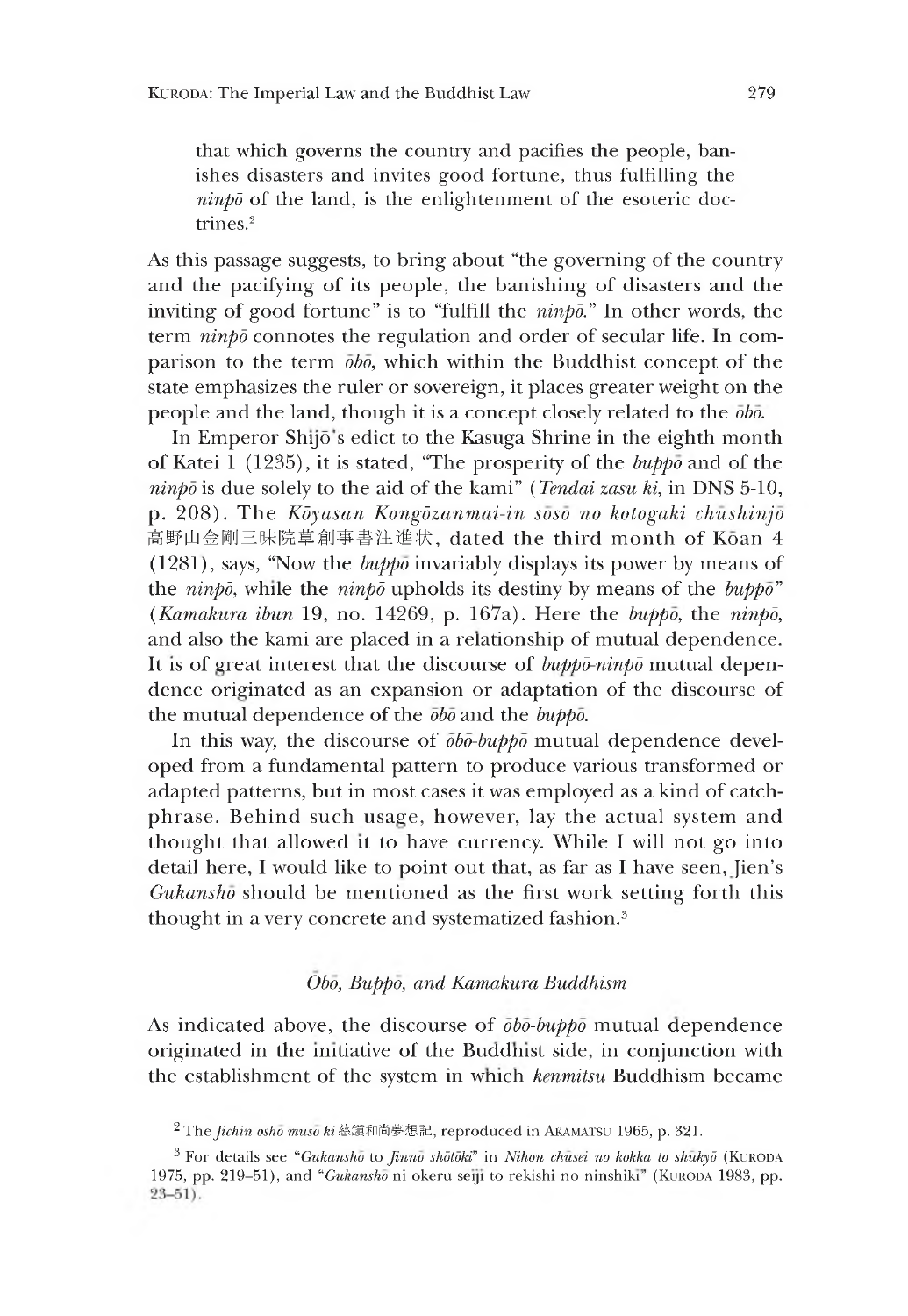that which governs the country and pacifies the people, banishes disasters and invites good fortune, thus fulfilling the *ninpō* of the land, is the enlightenment of the esoteric doctrines.[2]

As this passage suggests, to bring about "the governing of the country and the pacifying of its people, the banishing of disasters and the inviting of good fortune" is to "fulfill the *ninpō*." In other words, the term *ninpō* connotes the regulation and order of secular life. In comparison to the term *ōbō*, which within the Buddhist concept of the state emphasizes the ruler or sovereign, it places greater weight on the people and the land, though it is a concept closely related to the *ōbō*.

In Emperor Shijō's edict to the Kasuga Shrine in the eighth month of Katei 1 (1235), it is stated, "The prosperity of the *buppō* and of the *ninpō* is due solely to the aid of the kami" (*Tendai zasu ki*, in DNS 5-10, p. 208). The *Kōyasan Kongōzanmai-in sōsō no kotogaki chūshinjō* 高野山金剛三昧院草創事書注進状, dated the third month of Kōan 4 (1281), says, "Now the *buppō* invariably displays its power by means of the *ninpō*, while the *ninpō* upholds its destiny by means of the *buppō*" (*Kamakura ibun* 19, no. 14269, p. 167a). Here the *buppō*, the *ninpō*, and also the kami are placed in a relationship of mutual dependence. It is of great interest that the discourse of *buppō-ninpō* mutual dependence originated as an expansion or adaptation of the discourse of the mutual dependence of the *ōbō* and the *buppō*.

In this way, the discourse of *ōbō-buppō* mutual dependence developed from a fundamental pattern to produce various transformed or adapted patterns, but in most cases it was employed as a kind of catchphrase. Behind such usage, however, lay the actual system and thought that allowed it to have currency. While I will not go into detail here, I would like to point out that, as far as I have seen, Jien's *Gukanshō* should be mentioned as the first work setting forth this thought in a very concrete and systematized fashion.[3]

### *Ōbō, Buppō, and Kamakura Buddhism*

As indicated above, the discourse of *ōbō-buppō* mutual dependence originated in the initiative of the Buddhist side, in conjunction with the establishment of the system in which *kenmitsu* Buddhism became

[2] The *Jichin oshō musō ki* 慈鎮和尚夢想記, reproduced in AKAMATSU 1965, p. 321.

[3] For details see "*Gukanshō* to *Jinnō shōtōki*" in *Nihon chūsei no kokka to shūkyō* (KURODA 1975, pp. 219–51), and "*Gukanshō* ni okeru seiji to rekishi no ninshiki" (KURODA 1983, pp. 23–51).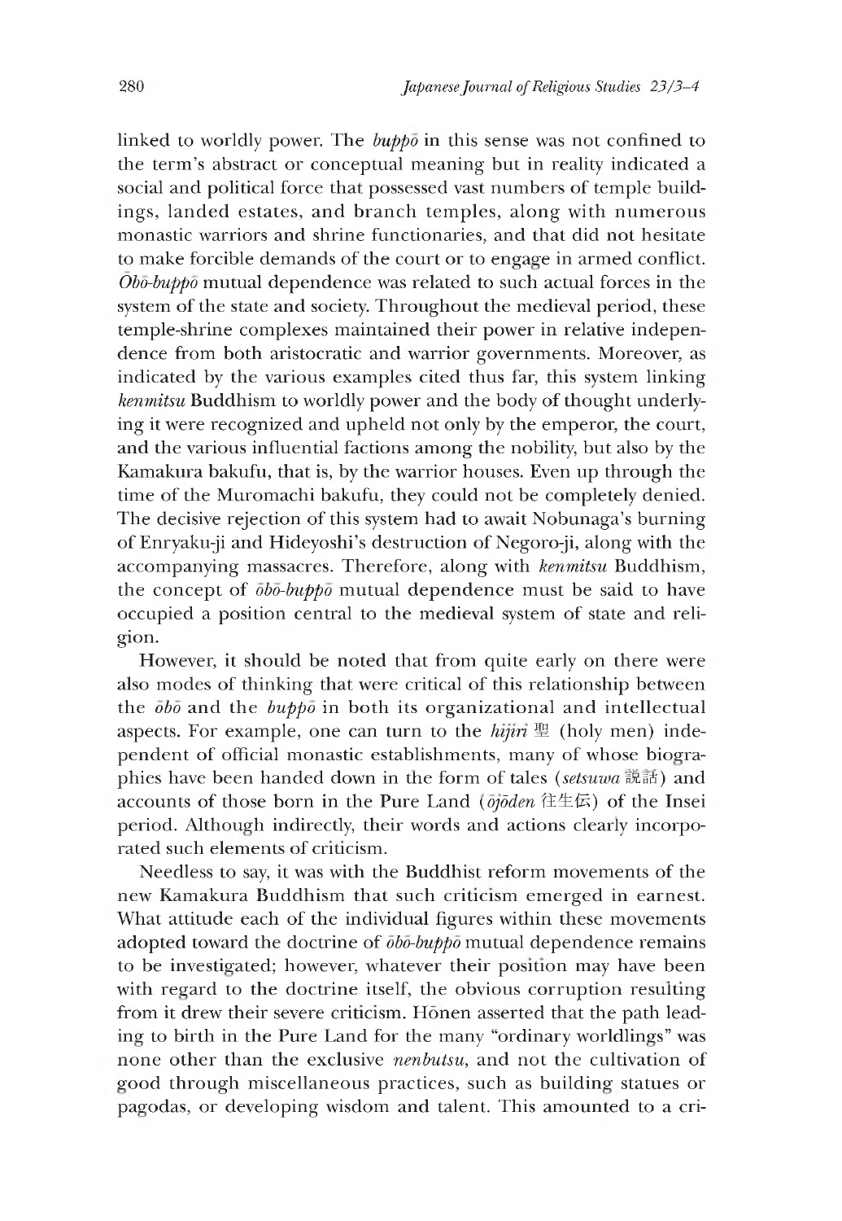linked to worldly power. The *buppō* in this sense was not confined to the term's abstract or conceptual meaning but in reality indicated a social and political force that possessed vast numbers of temple buildings, landed estates, and branch temples, along with numerous monastic warriors and shrine functionaries, and that did not hesitate to make forcible demands of the court or to engage in armed conflict. *Ōbō-buppō* mutual dependence was related to such actual forces in the system of the state and society. Throughout the medieval period, these temple-shrine complexes maintained their power in relative independence from both aristocratic and warrior governments. Moreover, as indicated by the various examples cited thus far, this system linking *kenmitsu* Buddhism to worldly power and the body of thought underlying it were recognized and upheld not only by the emperor, the court, and the various influential factions among the nobility, but also by the Kamakura bakufu, that is, by the warrior houses. Even up through the time of the Muromachi bakufu, they could not be completely denied. The decisive rejection of this system had to await Nobunaga's burning of Enryaku-ji and Hideyoshi's destruction of Negoro-ji, along with the accompanying massacres. Therefore, along with *kenmitsu* Buddhism, the concept of *ōbō-buppō* mutual dependence must be said to have occupied a position central to the medieval system of state and religion.

However, it should be noted that from quite early on there were also modes of thinking that were critical of this relationship between the *ōbō* and the *buppō* in both its organizational and intellectual aspects. For example, one can turn to the *hijiri* 聖 (holy men) independent of official monastic establishments, many of whose biographies have been handed down in the form of tales (*setsuwa* 説話) and accounts of those born in the Pure Land (*ōjōden* 往生伝) of the Insei period. Although indirectly, their words and actions clearly incorporated such elements of criticism.

Needless to say, it was with the Buddhist reform movements of the new Kamakura Buddhism that such criticism emerged in earnest. What attitude each of the individual figures within these movements adopted toward the doctrine of *ōbō-buppō* mutual dependence remains to be investigated; however, whatever their position may have been with regard to the doctrine itself, the obvious corruption resulting from it drew their severe criticism. Hōnen asserted that the path leading to birth in the Pure Land for the many "ordinary worldlings" was none other than the exclusive *nenbutsu*, and not the cultivation of good through miscellaneous practices, such as building statues or pagodas, or developing wisdom and talent. This amounted to a cri-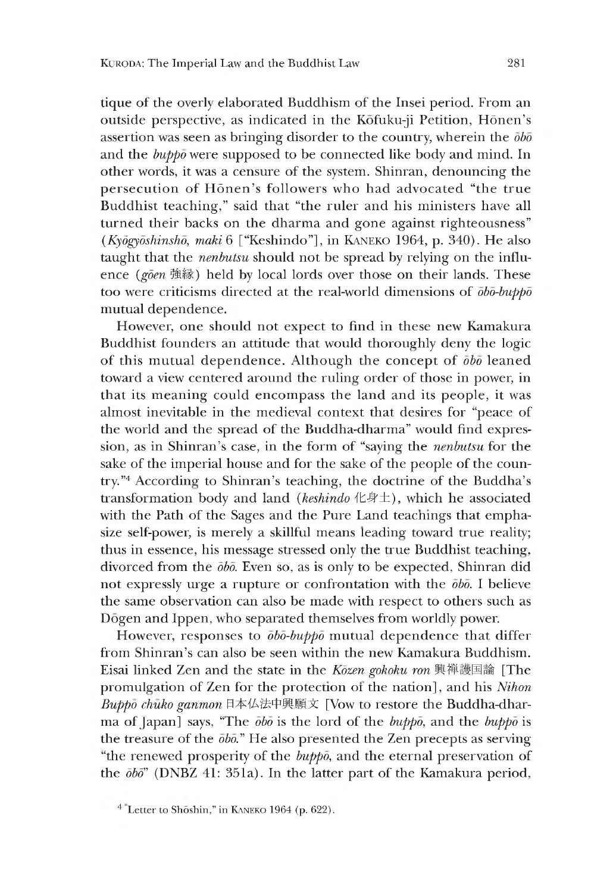tique of the overly elaborated Buddhism of the Insei period. From an outside perspective, as indicated in the Kōfuku-ji Petition, Hōnen's assertion was seen as bringing disorder to the country, wherein the *ōbō* and the *buppō* were supposed to be connected like body and mind. In other words, it was a censure of the system. Shinran, denouncing the persecution of Hōnen's followers who had advocated "the true Buddhist teaching," said that "the ruler and his ministers have all turned their backs on the dharma and gone against righteousness" (*Kyōgyōshinshō*, *maki* 6 ["Keshindo"], in KANEKO 1964, p. 340). He also taught that the *nenbutsu* should not be spread by relying on the influence (*gōen* 強縁) held by local lords over those on their lands. These too were criticisms directed at the real-world dimensions of *ōbō-buppō* mutual dependence.

However, one should not expect to find in these new Kamakura Buddhist founders an attitude that would thoroughly deny the logic of this mutual dependence. Although the concept of *ōbō* leaned toward a view centered around the ruling order of those in power, in that its meaning could encompass the land and its people, it was almost inevitable in the medieval context that desires for "peace of the world and the spread of the Buddha-dharma" would find expression, as in Shinran's case, in the form of "saying the *nenbutsu* for the sake of the imperial house and for the sake of the people of the country."[4] According to Shinran's teaching, the doctrine of the Buddha's transformation body and land (*keshindo* 化身土), which he associated with the Path of the Sages and the Pure Land teachings that emphasize self-power, is merely a skillful means leading toward true reality; thus in essence, his message stressed only the true Buddhist teaching, divorced from the *ōbō*. Even so, as is only to be expected, Shinran did not expressly urge a rupture or confrontation with the *ōbō*. I believe the same observation can also be made with respect to others such as Dōgen and Ippen, who separated themselves from worldly power.

However, responses to *ōbō-buppō* mutual dependence that differ from Shinran's can also be seen within the new Kamakura Buddhism. Eisai linked Zen and the state in the *Kōzen gokoku ron* 興禅護国論 [The promulgation of Zen for the protection of the nation], and his *Nihon Buppō chūko ganmon* 日本仏法中興願文 [Vow to restore the Buddha-dharma of Japan] says, "The *ōbō* is the lord of the *buppō*, and the *buppō* is the treasure of the *ōbō*." He also presented the Zen precepts as serving "the renewed prosperity of the *buppō*, and the eternal preservation of the *ōbō*" (DNBZ 41: 351a). In the latter part of the Kamakura period,

[4] "Letter to Shōshin," in KANEKO 1964 (p. 622).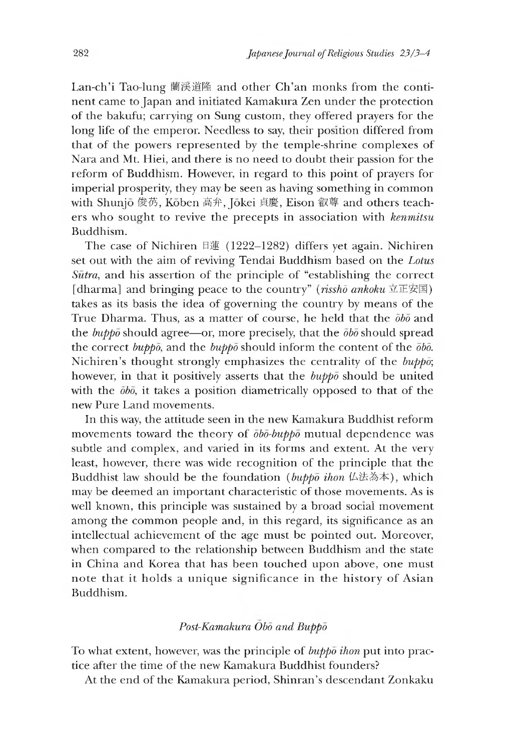Lan-ch'i Tao-lung 蘭渓道隆 and other Ch'an monks from the continent came to Japan and initiated Kamakura Zen under the protection of the bakufu; carrying on Sung custom, they offered prayers for the long life of the emperor. Needless to say, their position differed from that of the powers represented by the temple-shrine complexes of Nara and Mt. Hiei, and there is no need to doubt their passion for the reform of Buddhism. However, in regard to this point of prayers for imperial prosperity, they may be seen as having something in common with Shunjō 俊芿, Kōben 高弁, Jōkei 貞慶, Eison 叡尊 and others teachers who sought to revive the precepts in association with *kenmitsu* Buddhism.

The case of Nichiren 日蓮 (1222–1282) differs yet again. Nichiren set out with the aim of reviving Tendai Buddhism based on the *Lotus Sūtra*, and his assertion of the principle of "establishing the correct [dharma] and bringing peace to the country" (*risshō ankoku* 立正安国) takes as its basis the idea of governing the country by means of the True Dharma. Thus, as a matter of course, he held that the *ōbō* and the *buppō* should agree—or, more precisely, that the *ōbō* should spread the correct *buppō*, and the *buppō* should inform the content of the *ōbō*. Nichiren's thought strongly emphasizes the centrality of the *buppō*; however, in that it positively asserts that the *buppō* should be united with the *ōbō*, it takes a position diametrically opposed to that of the new Pure Land movements.

In this way, the attitude seen in the new Kamakura Buddhist reform movements toward the theory of *ōbō-buppō* mutual dependence was subtle and complex, and varied in its forms and extent. At the very least, however, there was wide recognition of the principle that the Buddhist law should be the foundation (*buppō ihon* 仏法為本), which may be deemed an important characteristic of those movements. As is well known, this principle was sustained by a broad social movement among the common people and, in this regard, its significance as an intellectual achievement of the age must be pointed out. Moreover, when compared to the relationship between Buddhism and the state in China and Korea that has been touched upon above, one must note that it holds a unique significance in the history of Asian Buddhism.

## *Post-Kamakura Ōbō and Buppō*

To what extent, however, was the principle of *buppō ihon* put into practice after the time of the new Kamakura Buddhist founders?

At the end of the Kamakura period, Shinran's descendant Zonkaku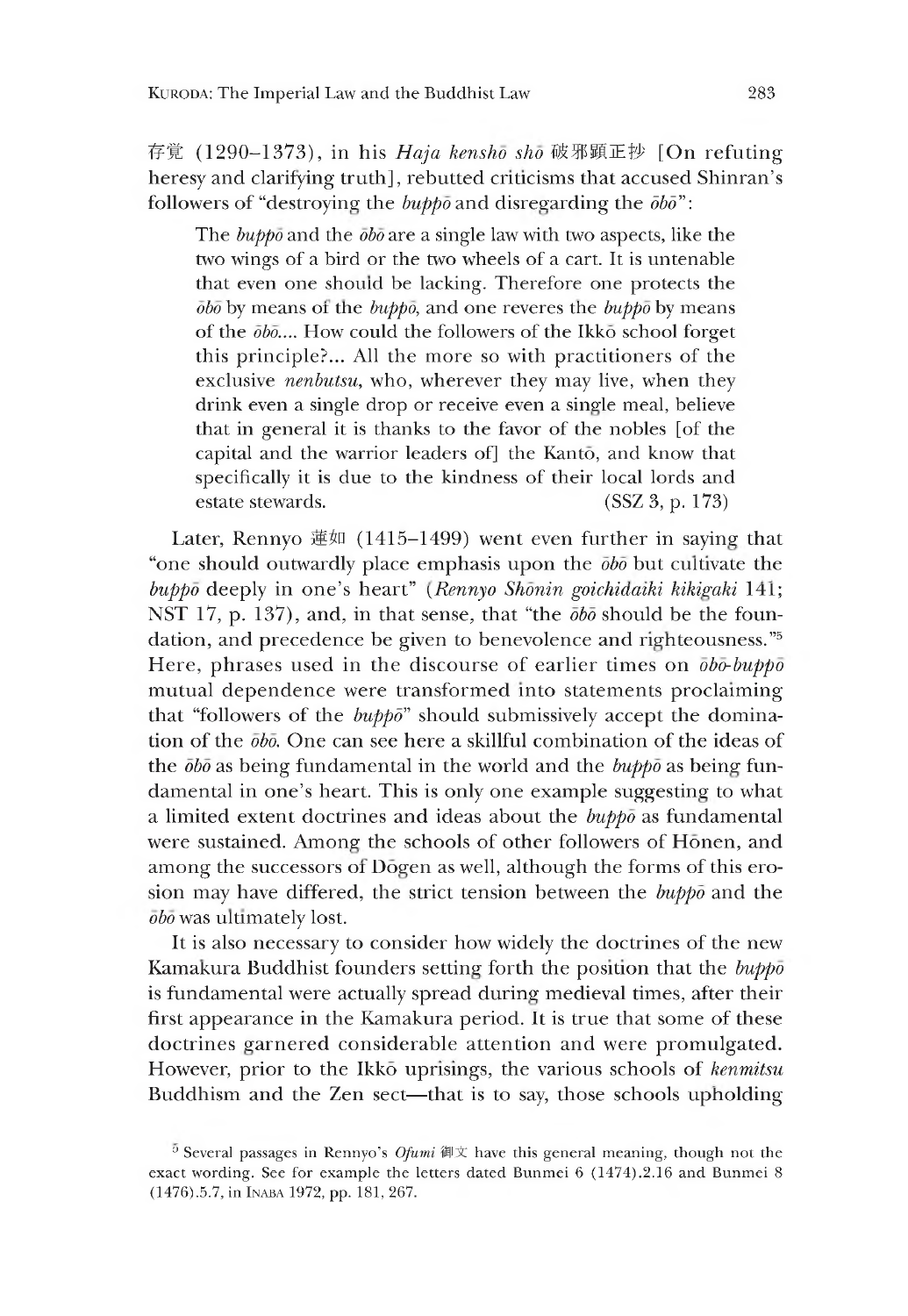存覚 (1290–1373), in his *Haja kenshō shō* 破邪顕正抄 [On refuting heresy and clarifying truth], rebutted criticisms that accused Shinran's followers of "destroying the *buppō* and disregarding the *ōbō*":

> The *buppō* and the *ōbō* are a single law with two aspects, like the two wings of a bird or the two wheels of a cart. It is untenable that even one should be lacking. Therefore one protects the *ōbō* by means of the *buppō*, and one reveres the *buppō* by means of the *ōbō*.... How could the followers of the Ikkō school forget this principle?... All the more so with practitioners of the exclusive *nenbutsu*, who, wherever they may live, when they drink even a single drop or receive even a single meal, believe that in general it is thanks to the favor of the nobles [of the capital and the warrior leaders of] the Kantō, and know that specifically it is due to the kindness of their local lords and estate stewards. (SSZ 3, p. 173)

Later, Rennyo 蓮如 (1415–1499) went even further in saying that "one should outwardly place emphasis upon the *ōbō* but cultivate the *buppō* deeply in one's heart" (*Rennyo Shōnin goichidaiki kikigaki* 141; NST 17, p. 137), and, in that sense, that "the *ōbō* should be the foundation, and precedence be given to benevolence and righteousness."[5] Here, phrases used in the discourse of earlier times on *ōbō-buppō* mutual dependence were transformed into statements proclaiming that "followers of the *buppō*" should submissively accept the domination of the *ōbō*. One can see here a skillful combination of the ideas of the *ōbō* as being fundamental in the world and the *buppō* as being fundamental in one's heart. This is only one example suggesting to what a limited extent doctrines and ideas about the *buppō* as fundamental were sustained. Among the schools of other followers of Hōnen, and among the successors of Dōgen as well, although the forms of this erosion may have differed, the strict tension between the *buppō* and the *ōbō* was ultimately lost.

It is also necessary to consider how widely the doctrines of the new Kamakura Buddhist founders setting forth the position that the *buppō* is fundamental were actually spread during medieval times, after their first appearance in the Kamakura period. It is true that some of these doctrines garnered considerable attention and were promulgated. However, prior to the Ikkō uprisings, the various schools of *kenmitsu* Buddhism and the Zen sect—that is to say, those schools upholding

[5] Several passages in Rennyo's *Ofumi* 御文 have this general meaning, though not the exact wording. See for example the letters dated Bunmei 6 (1474).2.16 and Bunmei 8 (1476).5.7, in INABA 1972, pp. 181, 267.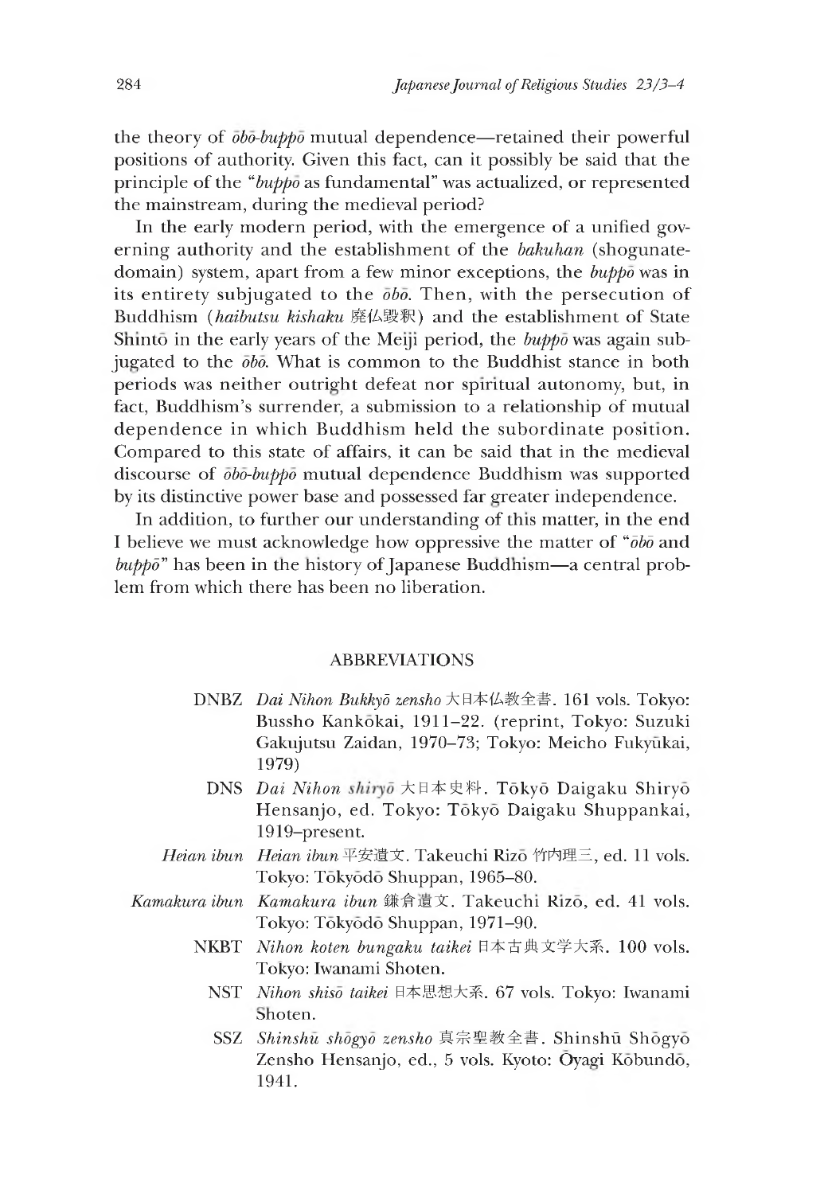the theory of *ōbō-buppō* mutual dependence—retained their powerful positions of authority. Given this fact, can it possibly be said that the principle of the "*buppō* as fundamental" was actualized, or represented the mainstream, during the medieval period?

In the early modern period, with the emergence of a unified governing authority and the establishment of the *bakuhan* (shogunate-domain) system, apart from a few minor exceptions, the *buppō* was in its entirety subjugated to the *ōbō*. Then, with the persecution of Buddhism (*haibutsu kishaku* 廃仏毀釈) and the establishment of State Shintō in the early years of the Meiji period, the *buppō* was again subjugated to the *ōbō*. What is common to the Buddhist stance in both periods was neither outright defeat nor spiritual autonomy, but, in fact, Buddhism's surrender, a submission to a relationship of mutual dependence in which Buddhism held the subordinate position. Compared to this state of affairs, it can be said that in the medieval discourse of *ōbō-buppō* mutual dependence Buddhism was supported by its distinctive power base and possessed far greater independence.

In addition, to further our understanding of this matter, in the end I believe we must acknowledge how oppressive the matter of "*ōbō* and *buppō*" has been in the history of Japanese Buddhism—a central problem from which there has been no liberation.

## ABBREVIATIONS

DNBZ *Dai Nihon Bukkyō zensho* 大日本仏教全書. 161 vols. Tokyo: Bussho Kankōkai, 1911–22. (reprint, Tokyo: Suzuki Gakujutsu Zaidan, 1970–73; Tokyo: Meicho Fukyūkai, 1979)

DNS *Dai Nihon shiryō* 大日本史料. Tōkyō Daigaku Shiryō Hensanjo, ed. Tokyo: Tōkyō Daigaku Shuppankai, 1919–present.

*Heian ibun* *Heian ibun* 平安遺文. Takeuchi Rizō 竹内理三, ed. 11 vols. Tokyo: Tōkyōdō Shuppan, 1965–80.

*Kamakura ibun* *Kamakura ibun* 鎌倉遺文. Takeuchi Rizō, ed. 41 vols. Tokyo: Tōkyōdō Shuppan, 1971–90.

NKBT *Nihon koten bungaku taikei* 日本古典文学大系. 100 vols. Tokyo: Iwanami Shoten.

NST *Nihon shisō taikei* 日本思想大系. 67 vols. Tokyo: Iwanami Shoten.

SSZ *Shinshū shōgyō zensho* 真宗聖教全書. Shinshū Shōgyō Zensho Hensanjo, ed., 5 vols. Kyoto: Ōyagi Kōbundō, 1941.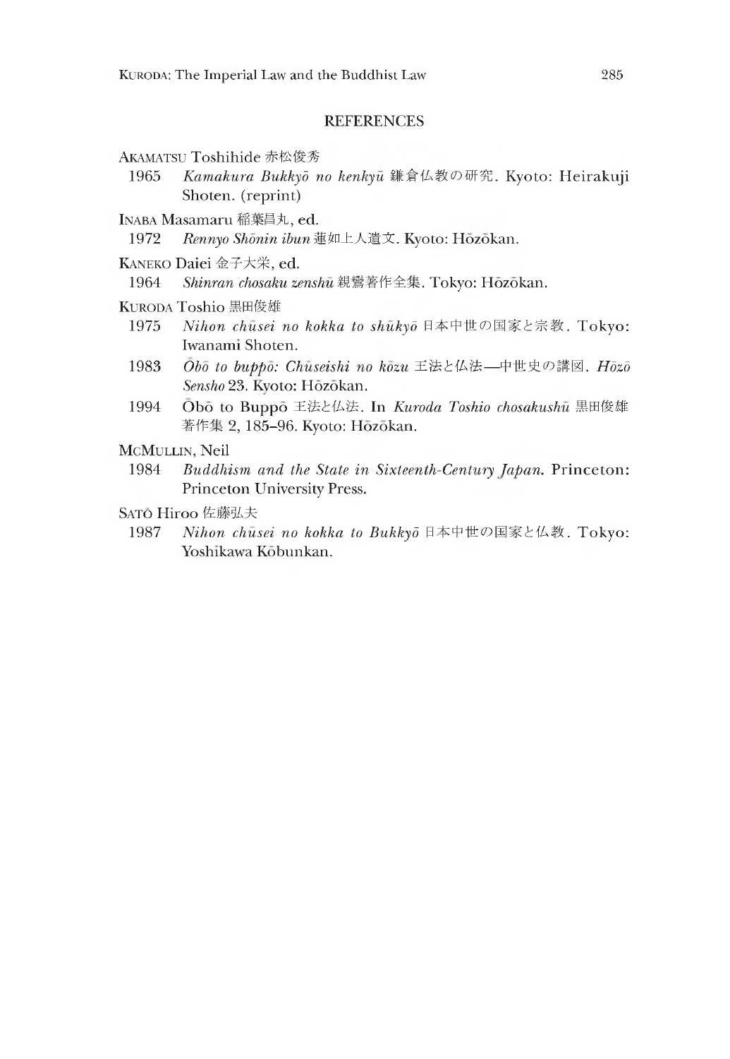## REFERENCES

AKAMATSU Toshihide 赤松俊秀

1965 *Kamakura Bukkyō no kenkyū* 鎌倉仏教の研究. Kyoto: Heirakuji Shoten. (reprint)

INABA Masamaru 稲葉昌丸, ed.

1972 *Rennyo Shōnin ibun* 蓮如上人遺文. Kyoto: Hōzōkan.

KANEKO Daiei 金子大栄, ed.

1964 *Shinran chosaku zenshū* 親鸞著作全集. Tokyo: Hōzōkan.

KURODA Toshio 黒田俊雄

1975 *Nihon chūsei no kokka to shūkyō* 日本中世の国家と宗教. Tokyo: Iwanami Shoten.

1983 *Ōbō to buppō: Chūseishi no kōzu* 王法と仏法—中世史の講図. *Hōzō Sensho* 23. Kyoto: Hōzōkan.

1994 Ōbō to Buppō 王法と仏法. In *Kuroda Toshio chosakushū* 黒田俊雄著作集 2, 185–96. Kyoto: Hōzōkan.

MCMULLIN, Neil

1984 *Buddhism and the State in Sixteenth-Century Japan.* Princeton: Princeton University Press.

SATŌ Hiroo 佐藤弘夫

1987 *Nihon chūsei no kokka to Bukkyō* 日本中世の国家と仏教. Tokyo: Yoshikawa Kōbunkan.